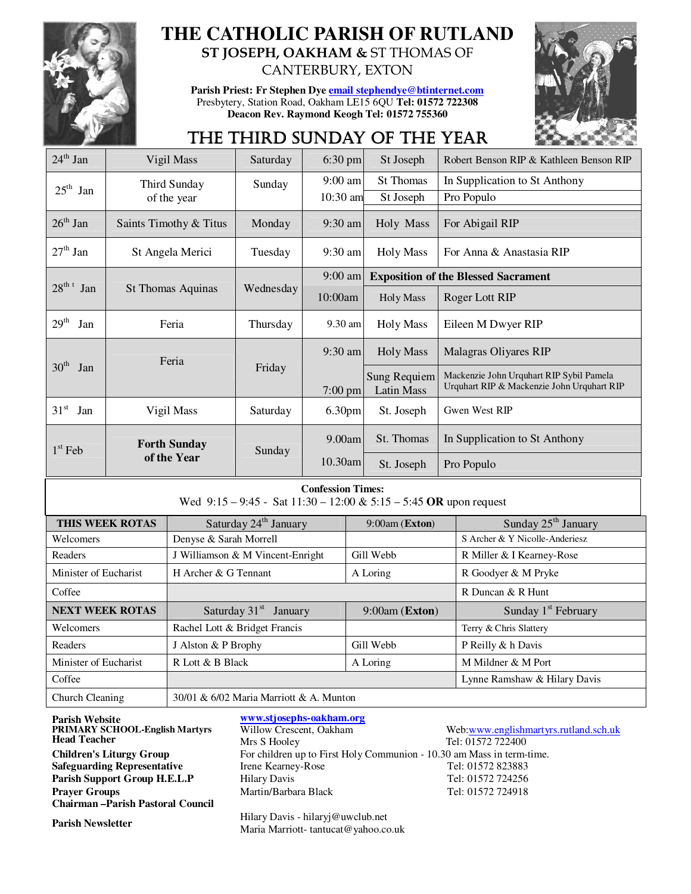# THE CATHOLIC PARISH OF RUTLAND

## ST JOSEPH, OAKHAM & ST THOMAS OF CANTERBURY, EXTON

**Parish Priest: Fr Stephen Dye** email stephendye@btinternet.com
Presbytery, Station Road, Oakham LE15 6QU **Tel: 01572 722308**
**Deacon Rev. Raymond Keogh Tel: 01572 755360**

## THE THIRD SUNDAY OF THE YEAR

| Date | Feast | Day | Time | Location | Intention |
|---|---|---|---|---|---|
| 24th Jan | Vigil Mass | Saturday | 6:30 pm | St Joseph | Robert Benson RIP & Kathleen Benson RIP |
| 25th Jan | Third Sunday of the year | Sunday | 9:00 am | St Thomas | In Supplication to St Anthony |
| | | | 10:30 am | St Joseph | Pro Populo |
| 26th Jan | Saints Timothy & Titus | Monday | 9:30 am | Holy Mass | For Abigail RIP |
| 27th Jan | St Angela Merici | Tuesday | 9:30 am | Holy Mass | For Anna & Anastasia RIP |
| 28th Jan | St Thomas Aquinas | Wednesday | 9:00 am | **Exposition of the Blessed Sacrament** | |
| | | | 10:00am | Holy Mass | Roger Lott RIP |
| 29th Jan | Feria | Thursday | 9.30 am | Holy Mass | Eileen M Dwyer RIP |
| 30th Jan | Feria | Friday | 9:30 am | Holy Mass | Malagras Oliyares RIP |
| | | | 7:00 pm | Sung Requiem Latin Mass | Mackenzie John Urquhart RIP Sybil Pamela Urquhart RIP & Mackenzie John Urquhart RIP |
| 31st Jan | Vigil Mass | Saturday | 6.30pm | St. Joseph | Gwen West RIP |
| 1st Feb | **Forth Sunday of the Year** | Sunday | 9.00am | St. Thomas | In Supplication to St Anthony |
| | | | 10.30am | St. Joseph | Pro Populo |

**Confession Times:**
Wed 9:15 – 9:45 - Sat 11:30 – 12:00 & 5:15 – 5:45 **OR** upon request

| **THIS WEEK ROTAS** | Saturday 24th January | 9:00am (**Exton**) | Sunday 25th January |
|---|---|---|---|
| Welcomers | Denyse & Sarah Morrell | | S Archer & Y Nicolle-Anderiesz |
| Readers | J Williamson & M Vincent-Enright | Gill Webb | R Miller & I Kearney-Rose |
| Minister of Eucharist | H Archer & G Tennant | A Loring | R Goodyer & M Pryke |
| Coffee | | | R Duncan & R Hunt |
| **NEXT WEEK ROTAS** | Saturday 31st January | 9:00am (**Exton**) | Sunday 1st February |
| Welcomers | Rachel Lott & Bridget Francis | | Terry & Chris Slattery |
| Readers | J Alston & P Brophy | Gill Webb | P Reilly & h Davis |
| Minister of Eucharist | R Lott & B Black | A Loring | M Mildner & M Port |
| Coffee | | | Lynne Ramshaw & Hilary Davis |
| Church Cleaning | 30/01 & 6/02 Maria Marriott & A. Munton | | |

| | | |
|---|---|---|
| **Parish Website** | www.stjosephs-oakham.org | |
| **PRIMARY SCHOOL-English Martyrs** | Willow Crescent, Oakham | Web: www.englishmartyrs.rutland.sch.uk |
| **Head Teacher** | Mrs S Hooley | Tel: 01572 722400 |
| **Children's Liturgy Group** | For children up to First Holy Communion - 10.30 am Mass in term-time. | |
| **Safeguarding Representative** | Irene Kearney-Rose | Tel: 01572 823883 |
| **Parish Support Group H.E.L.P** | Hilary Davis | Tel: 01572 724256 |
| **Prayer Groups** | Martin/Barbara Black | Tel: 01572 724918 |
| **Chairman –Parish Pastoral Council** | | |
| **Parish Newsletter** | Hilary Davis - hilaryj@uwclub.net<br>Maria Marriott- tantucat@yahoo.co.uk | |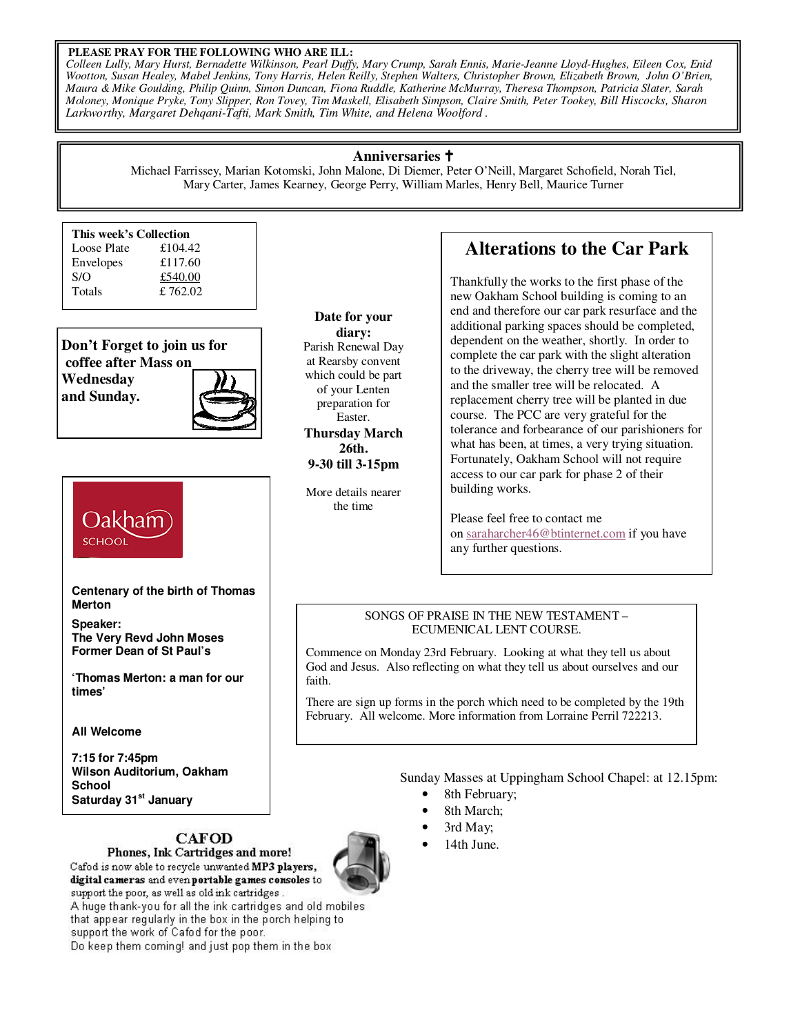**PLEASE PRAY FOR THE FOLLOWING WHO ARE ILL:**
*Colleen Lully, Mary Hurst, Bernadette Wilkinson, Pearl Duffy, Mary Crump, Sarah Ennis, Marie-Jeanne Lloyd-Hughes, Eileen Cox, Enid Wootton, Susan Healey, Mabel Jenkins, Tony Harris, Helen Reilly, Stephen Walters, Christopher Brown, Elizabeth Brown, John O'Brien, Maura & Mike Goulding, Philip Quinn, Simon Duncan, Fiona Ruddle, Katherine McMurray, Theresa Thompson, Patricia Slater, Sarah Moloney, Monique Pryke, Tony Slipper, Ron Tovey, Tim Maskell, Elisabeth Simpson, Claire Smith, Peter Tookey, Bill Hiscocks, Sharon Larkworthy, Margaret Dehqani-Tafti, Mark Smith, Tim White, and Helena Woolford .*

## Anniversaries ✝

Michael Farrissey, Marian Kotomski, John Malone, Di Diemer, Peter O'Neill, Margaret Schofield, Norah Tiel, Mary Carter, James Kearney, George Perry, William Marles, Henry Bell, Maurice Turner

**This week's Collection**

| | |
|---|---|
| Loose Plate | £104.42 |
| Envelopes | £117.60 |
| S/O | £540.00 |
| Totals | £ 762.02 |

**Don't Forget to join us for coffee after Mass on Wednesday and Sunday.**

**Date for your diary:**
Parish Renewal Day at Rearsby convent which could be part of your Lenten preparation for Easter.
**Thursday March 26th.**
**9-30 till 3-15pm**

More details nearer the time

## Alterations to the Car Park

Thankfully the works to the first phase of the new Oakham School building is coming to an end and therefore our car park resurface and the additional parking spaces should be completed, dependent on the weather, shortly. In order to complete the car park with the slight alteration to the driveway, the cherry tree will be removed and the smaller tree will be relocated. A replacement cherry tree will be planted in due course. The PCC are very grateful for the tolerance and forbearance of our parishioners for what has been, at times, a very trying situation. Fortunately, Oakham School will not require access to our car park for phase 2 of their building works.

Please feel free to contact me on saraharcher46@btinternet.com if you have any further questions.

Oakham SCHOOL

**Centenary of the birth of Thomas Merton**

**Speaker:**
**The Very Revd John Moses**
**Former Dean of St Paul's**

**'Thomas Merton: a man for our times'**

**All Welcome**

**7:15 for 7:45pm**
**Wilson Auditorium, Oakham School**
**Saturday 31st January**

SONGS OF PRAISE IN THE NEW TESTAMENT – ECUMENICAL LENT COURSE.

Commence on Monday 23rd February. Looking at what they tell us about God and Jesus. Also reflecting on what they tell us about ourselves and our faith.

There are sign up forms in the porch which need to be completed by the 19th February. All welcome. More information from Lorraine Perril 722213.

Sunday Masses at Uppingham School Chapel: at 12.15pm:

- 8th February;
- 8th March;
- 3rd May;
- 14th June.

**CAFOD**
**Phones, Ink Cartridges and more!**
Cafod is now able to recycle unwanted **MP3 players, digital cameras** and even **portable games consoles** to support the poor, as well as old ink cartridges .
A huge thank-you for all the ink cartridges and old mobiles that appear regularly in the box in the porch helping to support the work of Cafod for the poor.
Do keep them coming! and just pop them in the box